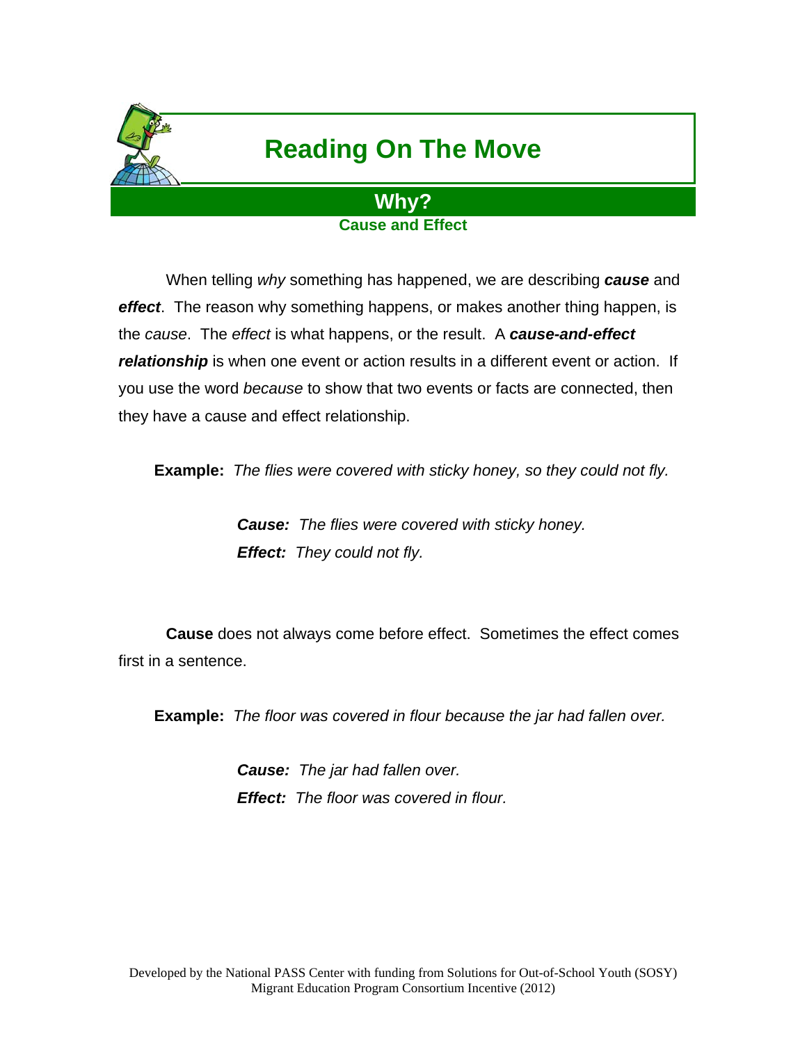# Reading On The Move

## Why?

### Cause and Effect

When telling *why* something has happened, we are describing ***cause*** and ***effect***. The reason why something happens, or makes another thing happen, is the *cause*. The *effect* is what happens, or the result. A ***cause-and-effect relationship*** is when one event or action results in a different event or action. If you use the word *because* to show that two events or facts are connected, then they have a cause and effect relationship.

**Example:** *The flies were covered with sticky honey, so they could not fly.*

***Cause:*** *The flies were covered with sticky honey.*
***Effect:*** *They could not fly.*

**Cause** does not always come before effect. Sometimes the effect comes first in a sentence.

**Example:** *The floor was covered in flour because the jar had fallen over.*

***Cause:*** *The jar had fallen over.*
***Effect:*** *The floor was covered in flour.*

Developed by the National PASS Center with funding from Solutions for Out-of-School Youth (SOSY) Migrant Education Program Consortium Incentive (2012)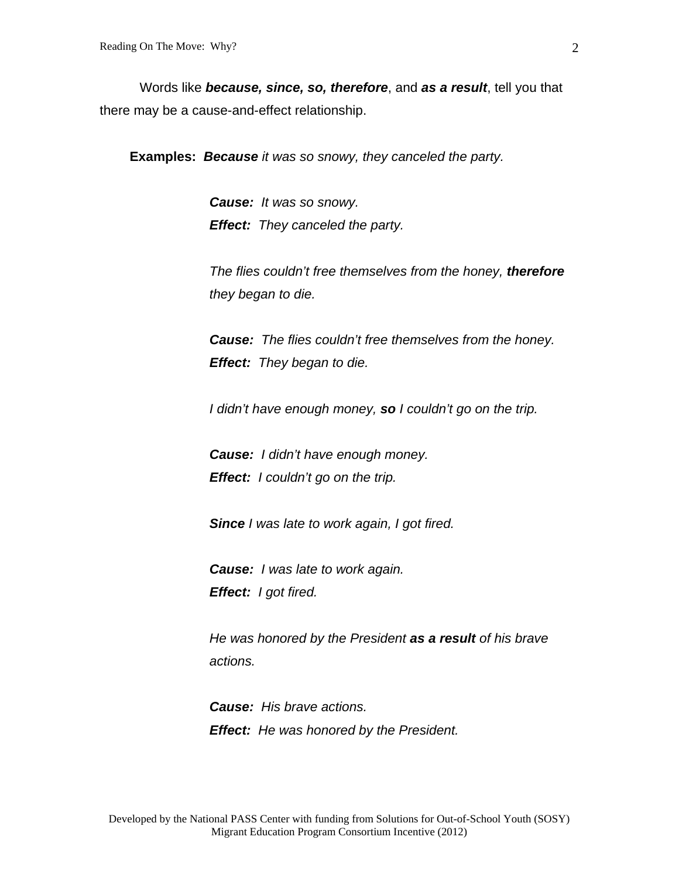Words like ***because, since, so, therefore***, and ***as a result***, tell you that there may be a cause-and-effect relationship.

**Examples:** ***Because*** *it was so snowy, they canceled the party.*

***Cause:*** *It was so snowy.*
***Effect:*** *They canceled the party.*

*The flies couldn't free themselves from the honey,* ***therefore*** *they began to die.*

***Cause:*** *The flies couldn't free themselves from the honey.*
***Effect:*** *They began to die.*

*I didn't have enough money,* ***so*** *I couldn't go on the trip.*

***Cause:*** *I didn't have enough money.*
***Effect:*** *I couldn't go on the trip.*

***Since*** *I was late to work again, I got fired.*

***Cause:*** *I was late to work again.*
***Effect:*** *I got fired.*

*He was honored by the President* ***as a result*** *of his brave actions.*

***Cause:*** *His brave actions.*
***Effect:*** *He was honored by the President.*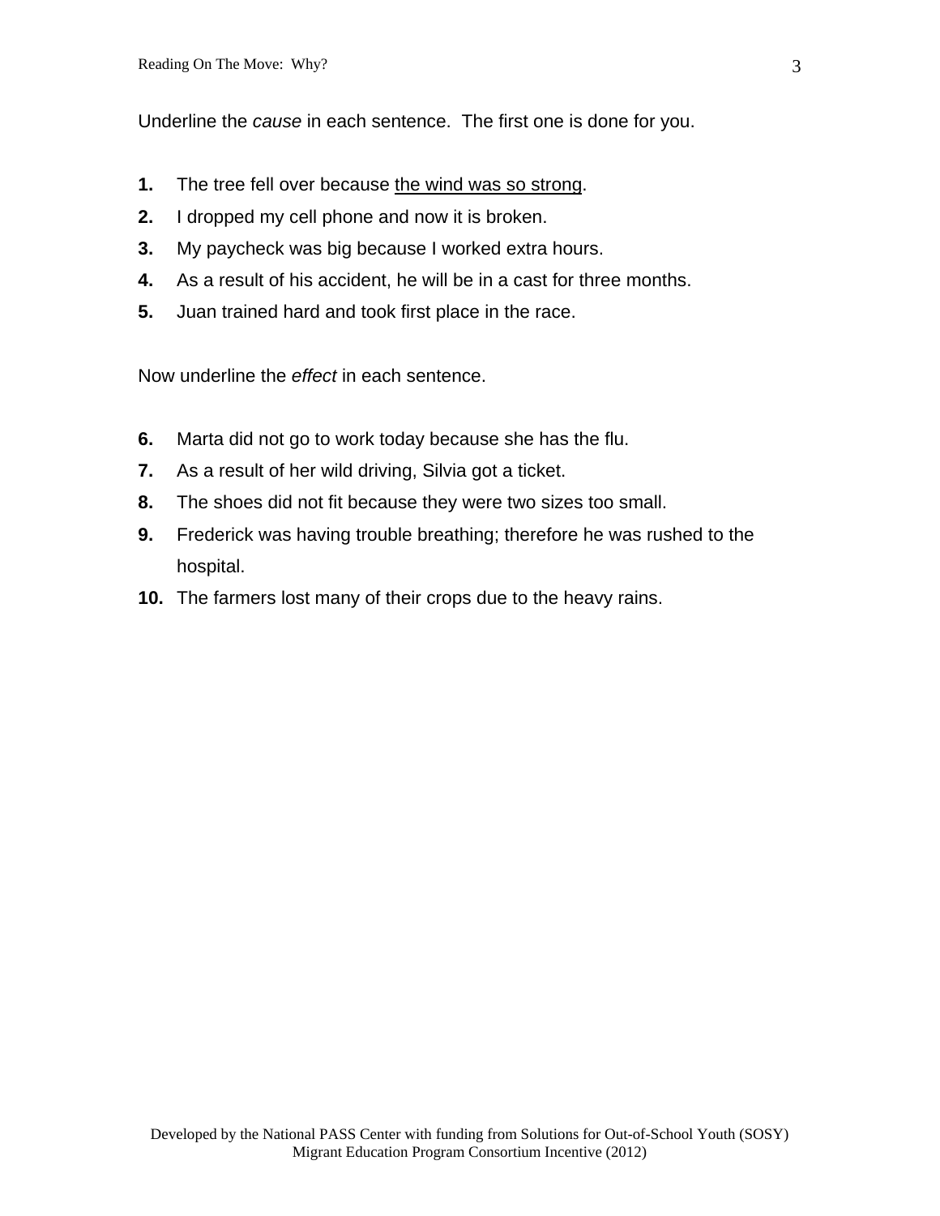Underline the *cause* in each sentence. The first one is done for you.

1. The tree fell over because <u>the wind was so strong</u>.
2. I dropped my cell phone and now it is broken.
3. My paycheck was big because I worked extra hours.
4. As a result of his accident, he will be in a cast for three months.
5. Juan trained hard and took first place in the race.

Now underline the *effect* in each sentence.

6. Marta did not go to work today because she has the flu.
7. As a result of her wild driving, Silvia got a ticket.
8. The shoes did not fit because they were two sizes too small.
9. Frederick was having trouble breathing; therefore he was rushed to the hospital.
10. The farmers lost many of their crops due to the heavy rains.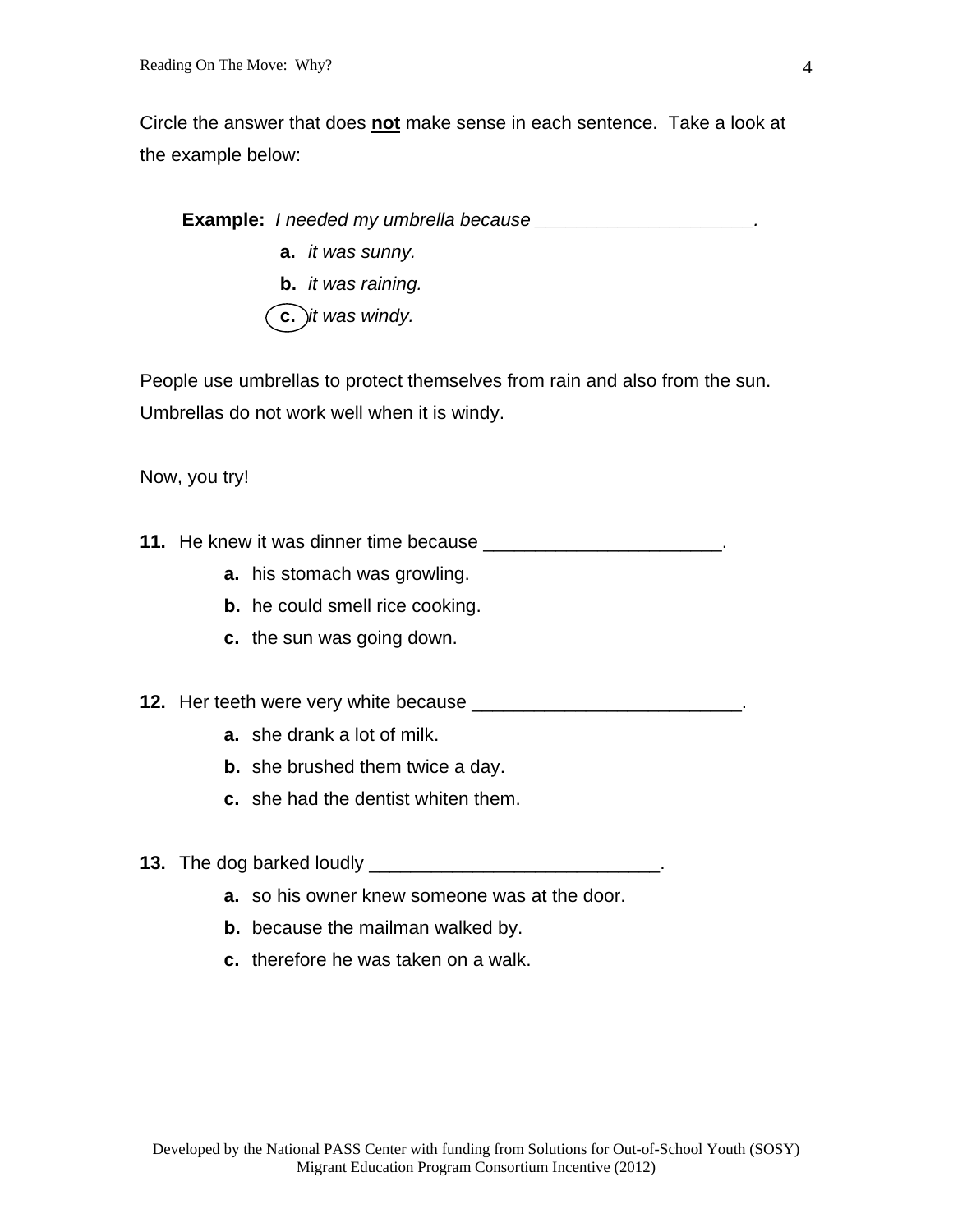Circle the answer that does **not** make sense in each sentence. Take a look at the example below:

**Example:** *I needed my umbrella because ______________________.*

- **a.** *it was sunny.*
- **b.** *it was raining.*
- **(c.)** *it was windy.*

People use umbrellas to protect themselves from rain and also from the sun. Umbrellas do not work well when it is windy.

Now, you try!

**11.** He knew it was dinner time because _______________________.

- **a.** his stomach was growling.
- **b.** he could smell rice cooking.
- **c.** the sun was going down.

**12.** Her teeth were very white because __________________________.

- **a.** she drank a lot of milk.
- **b.** she brushed them twice a day.
- **c.** she had the dentist whiten them.

**13.** The dog barked loudly ____________________________.

- **a.** so his owner knew someone was at the door.
- **b.** because the mailman walked by.
- **c.** therefore he was taken on a walk.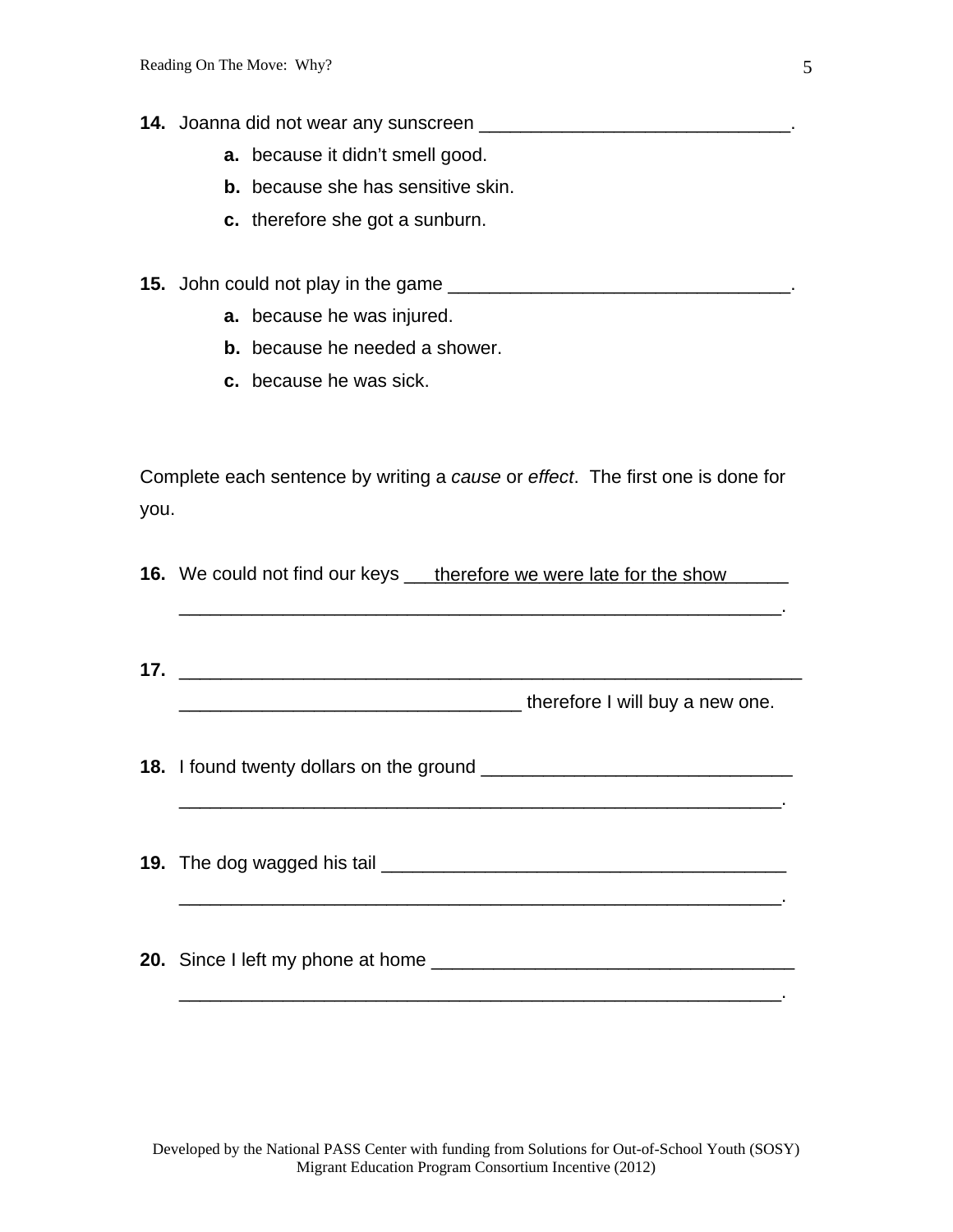**14.** Joanna did not wear any sunscreen ______________________________.

- **a.** because it didn't smell good.
- **b.** because she has sensitive skin.
- **c.** therefore she got a sunburn.

**15.** John could not play in the game _________________________________.

- **a.** because he was injured.
- **b.** because he needed a shower.
- **c.** because he was sick.

Complete each sentence by writing a *cause* or *effect*. The first one is done for you.

**16.** We could not find our keys ___therefore we were late for the show______

___________________________________________________________.

**17.** ______________________________________________________________

__________________________________ therefore I will buy a new one.

**18.** I found twenty dollars on the ground ______________________________

___________________________________________________________.

**19.** The dog wagged his tail _______________________________________

___________________________________________________________.

**20.** Since I left my phone at home ___________________________________

___________________________________________________________.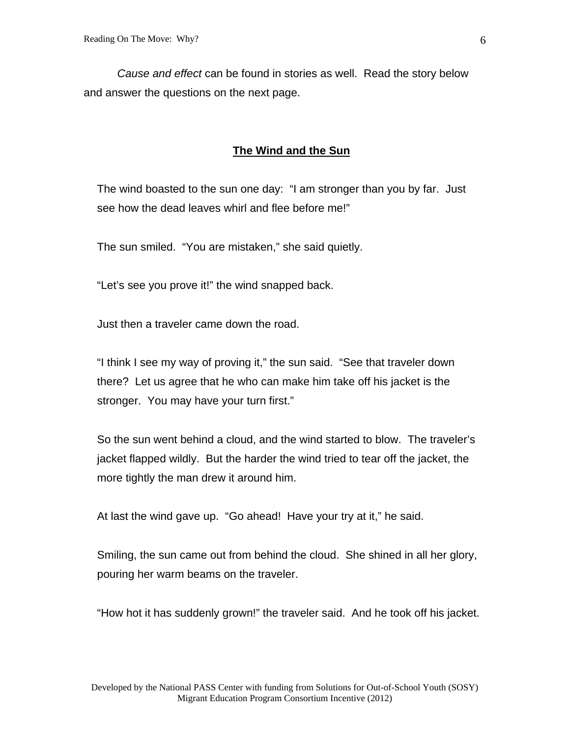*Cause and effect* can be found in stories as well. Read the story below and answer the questions on the next page.

## The Wind and the Sun

The wind boasted to the sun one day: "I am stronger than you by far. Just see how the dead leaves whirl and flee before me!"

The sun smiled. "You are mistaken," she said quietly.

"Let's see you prove it!" the wind snapped back.

Just then a traveler came down the road.

"I think I see my way of proving it," the sun said. "See that traveler down there? Let us agree that he who can make him take off his jacket is the stronger. You may have your turn first."

So the sun went behind a cloud, and the wind started to blow. The traveler's jacket flapped wildly. But the harder the wind tried to tear off the jacket, the more tightly the man drew it around him.

At last the wind gave up. "Go ahead! Have your try at it," he said.

Smiling, the sun came out from behind the cloud. She shined in all her glory, pouring her warm beams on the traveler.

"How hot it has suddenly grown!" the traveler said. And he took off his jacket.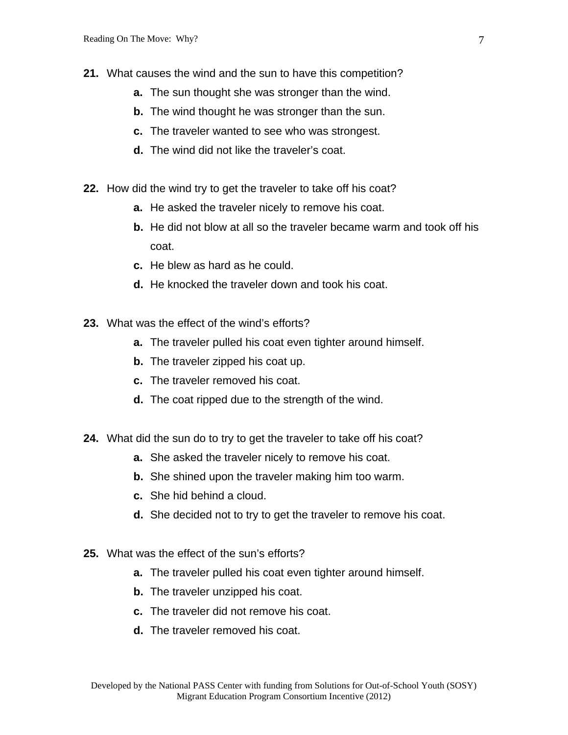**21.** What causes the wind and the sun to have this competition?

- **a.** The sun thought she was stronger than the wind.
- **b.** The wind thought he was stronger than the sun.
- **c.** The traveler wanted to see who was strongest.
- **d.** The wind did not like the traveler's coat.

**22.** How did the wind try to get the traveler to take off his coat?

- **a.** He asked the traveler nicely to remove his coat.
- **b.** He did not blow at all so the traveler became warm and took off his coat.
- **c.** He blew as hard as he could.
- **d.** He knocked the traveler down and took his coat.

**23.** What was the effect of the wind's efforts?

- **a.** The traveler pulled his coat even tighter around himself.
- **b.** The traveler zipped his coat up.
- **c.** The traveler removed his coat.
- **d.** The coat ripped due to the strength of the wind.

**24.** What did the sun do to try to get the traveler to take off his coat?

- **a.** She asked the traveler nicely to remove his coat.
- **b.** She shined upon the traveler making him too warm.
- **c.** She hid behind a cloud.
- **d.** She decided not to try to get the traveler to remove his coat.

**25.** What was the effect of the sun's efforts?

- **a.** The traveler pulled his coat even tighter around himself.
- **b.** The traveler unzipped his coat.
- **c.** The traveler did not remove his coat.
- **d.** The traveler removed his coat.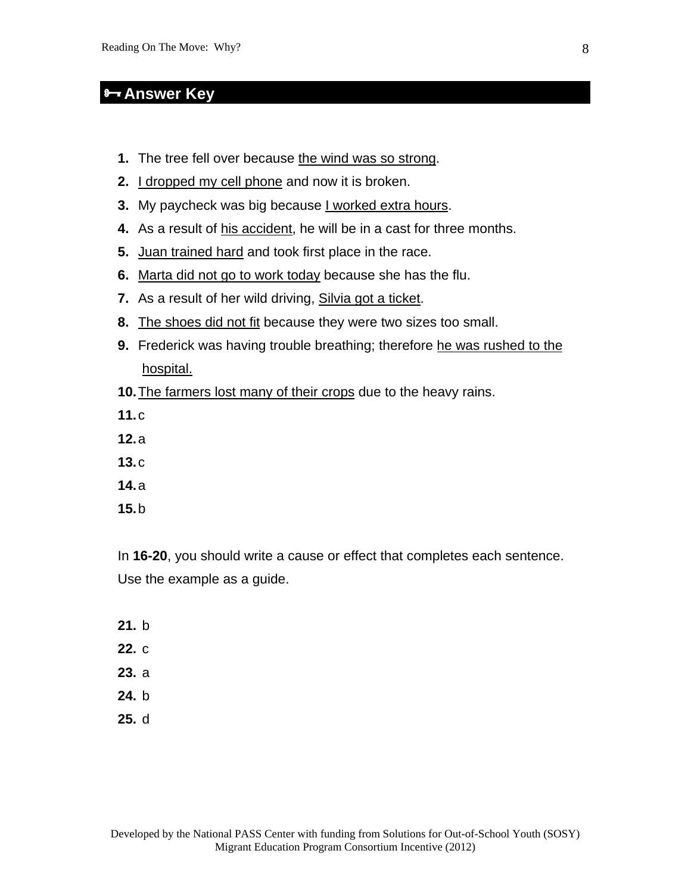## 🗝 Answer Key

1. The tree fell over because <u>the wind was so strong</u>.
2. <u>I dropped my cell phone</u> and now it is broken.
3. My paycheck was big because <u>I worked extra hours</u>.
4. As a result of <u>his accident</u>, he will be in a cast for three months.
5. <u>Juan trained hard</u> and took first place in the race.
6. <u>Marta did not go to work today</u> because she has the flu.
7. As a result of her wild driving, <u>Silvia got a ticket</u>.
8. <u>The shoes did not fit</u> because they were two sizes too small.
9. Frederick was having trouble breathing; therefore <u>he was rushed to the hospital.</u>
10. <u>The farmers lost many of their crops</u> due to the heavy rains.
11. c
12. a
13. c
14. a
15. b

In **16-20**, you should write a cause or effect that completes each sentence. Use the example as a guide.

21. b
22. c
23. a
24. b
25. d